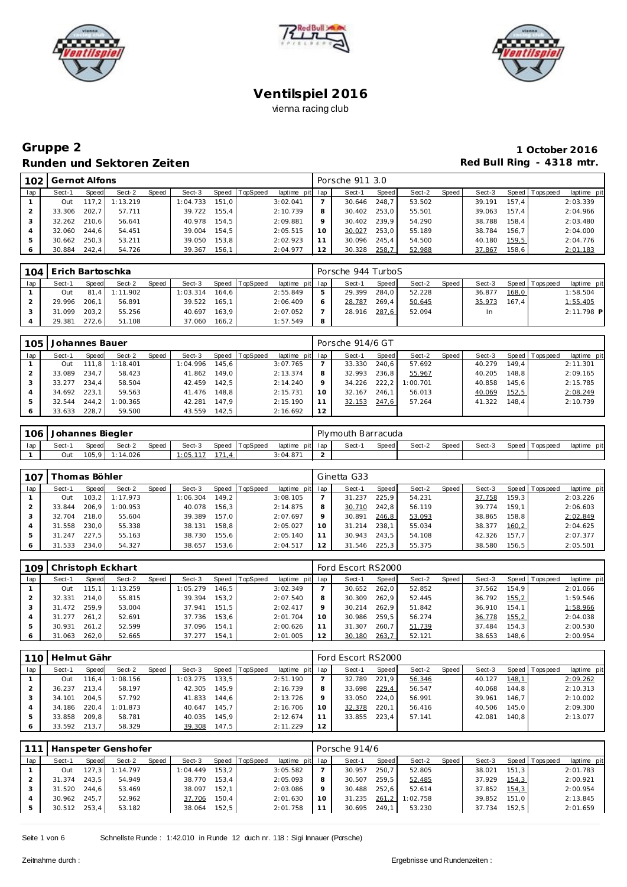# Ventilspiel 2016

vienna racing club

## Gruppe 2

**1 October 2016**

## Runden und Sektoren Zeiten

**Red Bull Ring - 4318 mtr.**

### 102 Gernot Alfons — Porsche 911 3.0

| lap | Sect-1 | Speed | Sect-2 | Speed | Sect-3 | Speed | TopSpeed | laptime pit | lap | Sect-1 | Speed | Sect-2 | Speed | Sect-3 | Speed | Topspeed | laptime pit |
|---|---|---|---|---|---|---|---|---|---|---|---|---|---|---|---|---|---|
| 1 | Out | 117,2 | 1:13.219 | | 1:04.733 | 151,0 | | 3:02.041 | 7 | 30.646 | 248,7 | 53.502 | | 39.191 | 157,4 | | 2:03.339 |
| 2 | 33.306 | 202,7 | 57.711 | | 39.722 | 155,4 | | 2:10.739 | 8 | 30.402 | 253,0 | 55.501 | | 39.063 | 157,4 | | 2:04.966 |
| 3 | 32.262 | 210,6 | 56.641 | | 40.978 | 154,5 | | 2:09.881 | 9 | 30.402 | 239,9 | 54.290 | | 38.788 | 158,4 | | 2:03.480 |
| 4 | 32.060 | 244,6 | 54.451 | | 39.004 | 154,5 | | 2:05.515 | 10 | 30.027 | 253,0 | 55.189 | | 38.784 | 156,7 | | 2:04.000 |
| 5 | 30.662 | 250,3 | 53.211 | | 39.050 | 153,8 | | 2:02.923 | 11 | 30.096 | 245,4 | 54.500 | | 40.180 | 159,5 | | 2:04.776 |
| 6 | 30.884 | 242,4 | 54.726 | | 39.367 | 156,1 | | 2:04.977 | 12 | 30.328 | 258,7 | 52.988 | | 37.867 | 158,6 | | 2:01.183 |

### 104 Erich Bartoschka — Porsche 944 TurboS

| lap | Sect-1 | Speed | Sect-2 | Speed | Sect-3 | Speed | TopSpeed | laptime pit | lap | Sect-1 | Speed | Sect-2 | Speed | Sect-3 | Speed | Topspeed | laptime pit |
|---|---|---|---|---|---|---|---|---|---|---|---|---|---|---|---|---|---|
| 1 | Out | 81,4 | 1:11.902 | | 1:03.314 | 164,6 | | 2:55.849 | 5 | 29.399 | 284,0 | 52.228 | | 36.877 | 168,0 | | 1:58.504 |
| 2 | 29.996 | 206,1 | 56.891 | | 39.522 | 165,1 | | 2:06.409 | 6 | 28.787 | 269,4 | 50.645 | | 35.973 | 167,4 | | 1:55.405 |
| 3 | 31.099 | 203,2 | 55.256 | | 40.697 | 163,9 | | 2:07.052 | 7 | 28.916 | 287,6 | 52.094 | | In | | | 2:11.798 P |
| 4 | 29.381 | 272,6 | 51.108 | | 37.060 | 166,2 | | 1:57.549 | 8 | | | | | | | | |

### 105 Johannes Bauer — Porsche 914/6 GT

| lap | Sect-1 | Speed | Sect-2 | Speed | Sect-3 | Speed | TopSpeed | laptime pit | lap | Sect-1 | Speed | Sect-2 | Speed | Sect-3 | Speed | Topspeed | laptime pit |
|---|---|---|---|---|---|---|---|---|---|---|---|---|---|---|---|---|---|
| 1 | Out | 111,8 | 1:18.401 | | 1:04.996 | 145,6 | | 3:07.765 | 7 | 33.330 | 240,6 | 57.692 | | 40.279 | 149,4 | | 2:11.301 |
| 2 | 33.089 | 234,7 | 58.423 | | 41.862 | 149,0 | | 2:13.374 | 8 | 32.993 | 236,8 | 55.967 | | 40.205 | 148,8 | | 2:09.165 |
| 3 | 33.277 | 234,4 | 58.504 | | 42.459 | 142,5 | | 2:14.240 | 9 | 34.226 | 222,2 | 1:00.701 | | 40.858 | 145,6 | | 2:15.785 |
| 4 | 34.692 | 223,1 | 59.563 | | 41.476 | 148,8 | | 2:15.731 | 10 | 32.167 | 246,1 | 56.013 | | 40.069 | 152,5 | | 2:08.249 |
| 5 | 32.544 | 244,2 | 1:00.365 | | 42.281 | 147,9 | | 2:15.190 | 11 | 32.153 | 247,6 | 57.264 | | 41.322 | 148,4 | | 2:10.739 |
| 6 | 33.633 | 228,7 | 59.500 | | 43.559 | 142,5 | | 2:16.692 | 12 | | | | | | | | |

### 106 Johannes Biegler — Plymouth Barracuda

| lap | Sect-1 | Speed | Sect-2 | Speed | Sect-3 | Speed | TopSpeed | laptime pit | lap | Sect-1 | Speed | Sect-2 | Speed | Sect-3 | Speed | Topspeed | laptime pit |
|---|---|---|---|---|---|---|---|---|---|---|---|---|---|---|---|---|---|
| 1 | Out | 105,9 | 1:14.026 | | 1:05.117 | 171,4 | | 3:04.871 | 2 | | | | | | | | |

### 107 Thomas Böhler — Ginetta G33

| lap | Sect-1 | Speed | Sect-2 | Speed | Sect-3 | Speed | TopSpeed | laptime pit | lap | Sect-1 | Speed | Sect-2 | Speed | Sect-3 | Speed | Topspeed | laptime pit |
|---|---|---|---|---|---|---|---|---|---|---|---|---|---|---|---|---|---|
| 1 | Out | 103,2 | 1:17.973 | | 1:06.304 | 149,2 | | 3:08.105 | 7 | 31.237 | 225,9 | 54.231 | | 37.758 | 159,3 | | 2:03.226 |
| 2 | 33.844 | 206,9 | 1:00.953 | | 40.078 | 156,3 | | 2:14.875 | 8 | 30.710 | 242,8 | 56.119 | | 39.774 | 159,1 | | 2:06.603 |
| 3 | 32.704 | 218,0 | 55.604 | | 39.389 | 157,0 | | 2:07.697 | 9 | 30.891 | 246,8 | 53.093 | | 38.865 | 158,8 | | 2:02.849 |
| 4 | 31.558 | 230,0 | 55.338 | | 38.131 | 158,8 | | 2:05.027 | 10 | 31.214 | 238,1 | 55.034 | | 38.377 | 160,2 | | 2:04.625 |
| 5 | 31.247 | 227,5 | 55.163 | | 38.730 | 155,6 | | 2:05.140 | 11 | 30.943 | 243,5 | 54.108 | | 42.326 | 157,7 | | 2:07.377 |
| 6 | 31.533 | 234,0 | 54.327 | | 38.657 | 153,6 | | 2:04.517 | 12 | 31.546 | 225,3 | 55.375 | | 38.580 | 156,5 | | 2:05.501 |

### 109 Christoph Eckhart — Ford Escort RS2000

| lap | Sect-1 | Speed | Sect-2 | Speed | Sect-3 | Speed | TopSpeed | laptime pit | lap | Sect-1 | Speed | Sect-2 | Speed | Sect-3 | Speed | Topspeed | laptime pit |
|---|---|---|---|---|---|---|---|---|---|---|---|---|---|---|---|---|---|
| 1 | Out | 115,1 | 1:13.259 | | 1:05.279 | 146,5 | | 3:02.349 | 7 | 30.652 | 262,0 | 52.852 | | 37.562 | 154,9 | | 2:01.066 |
| 2 | 32.331 | 214,0 | 55.815 | | 39.394 | 153,2 | | 2:07.540 | 8 | 30.309 | 262,9 | 52.445 | | 36.792 | 155,2 | | 1:59.546 |
| 3 | 31.472 | 259,9 | 53.004 | | 37.941 | 151,5 | | 2:02.417 | 9 | 30.214 | 262,9 | 51.842 | | 36.910 | 154,1 | | 1:58.966 |
| 4 | 31.277 | 261,2 | 52.691 | | 37.736 | 153,6 | | 2:01.704 | 10 | 30.986 | 259,5 | 56.274 | | 36.778 | 155,2 | | 2:04.038 |
| 5 | 30.931 | 261,2 | 52.599 | | 37.096 | 154,1 | | 2:00.626 | 11 | 31.307 | 260,7 | 51.739 | | 37.484 | 154,3 | | 2:00.530 |
| 6 | 31.063 | 262,0 | 52.665 | | 37.277 | 154,1 | | 2:01.005 | 12 | 30.180 | 263,7 | 52.121 | | 38.653 | 148,6 | | 2:00.954 |

### 110 Helmut Gähr — Ford Escort RS2000

| lap | Sect-1 | Speed | Sect-2 | Speed | Sect-3 | Speed | TopSpeed | laptime pit | lap | Sect-1 | Speed | Sect-2 | Speed | Sect-3 | Speed | Topspeed | laptime pit |
|---|---|---|---|---|---|---|---|---|---|---|---|---|---|---|---|---|---|
| 1 | Out | 116,4 | 1:08.156 | | 1:03.275 | 133,5 | | 2:51.190 | 7 | 32.789 | 221,9 | 56.346 | | 40.127 | 148,1 | | 2:09.262 |
| 2 | 36.237 | 213,4 | 58.197 | | 42.305 | 145,9 | | 2:16.739 | 8 | 33.698 | 229,4 | 56.547 | | 40.068 | 144,8 | | 2:10.313 |
| 3 | 34.101 | 204,5 | 57.792 | | 41.833 | 144,6 | | 2:13.726 | 9 | 33.050 | 224,0 | 56.991 | | 39.961 | 146,7 | | 2:10.002 |
| 4 | 34.186 | 220,4 | 1:01.873 | | 40.647 | 145,7 | | 2:16.706 | 10 | 32.378 | 220,1 | 56.416 | | 40.506 | 145,0 | | 2:09.300 |
| 5 | 33.858 | 209,8 | 58.781 | | 40.035 | 145,9 | | 2:12.674 | 11 | 33.855 | 223,4 | 57.141 | | 42.081 | 140,8 | | 2:13.077 |
| 6 | 33.592 | 213,7 | 58.329 | | 39.308 | 147,5 | | 2:11.229 | 12 | | | | | | | | |

### 111 Hanspeter Genshofer — Porsche 914/6

| lap | Sect-1 | Speed | Sect-2 | Speed | Sect-3 | Speed | TopSpeed | laptime pit | lap | Sect-1 | Speed | Sect-2 | Speed | Sect-3 | Speed | Topspeed | laptime pit |
|---|---|---|---|---|---|---|---|---|---|---|---|---|---|---|---|---|---|
| 1 | Out | 127,3 | 1:14.797 | | 1:04.449 | 153,2 | | 3:05.582 | 7 | 30.957 | 250,7 | 52.805 | | 38.021 | 151,3 | | 2:01.783 |
| 2 | 31.374 | 243,5 | 54.949 | | 38.770 | 153,4 | | 2:05.093 | 8 | 30.507 | 259,5 | 52.485 | | 37.929 | 154,3 | | 2:00.921 |
| 3 | 31.520 | 244,6 | 53.469 | | 38.097 | 152,1 | | 2:03.086 | 9 | 30.488 | 252,6 | 52.614 | | 37.852 | 154,3 | | 2:00.954 |
| 4 | 30.962 | 245,7 | 52.962 | | 37.706 | 150,4 | | 2:01.630 | 10 | 31.235 | 261,2 | 1:02.758 | | 39.852 | 151,0 | | 2:13.845 |
| 5 | 30.512 | 253,4 | 53.182 | | 38.064 | 152,5 | | 2:01.758 | 11 | 30.695 | 249,1 | 53.230 | | 37.734 | 152,5 | | 2:01.659 |

Schnellste Runde : 1:42.010 in Runde 12 duch nr. 118 : Sigi Innauer (Porsche)

Zeitnahme durch :

Ergebnisse und Rundenzeiten :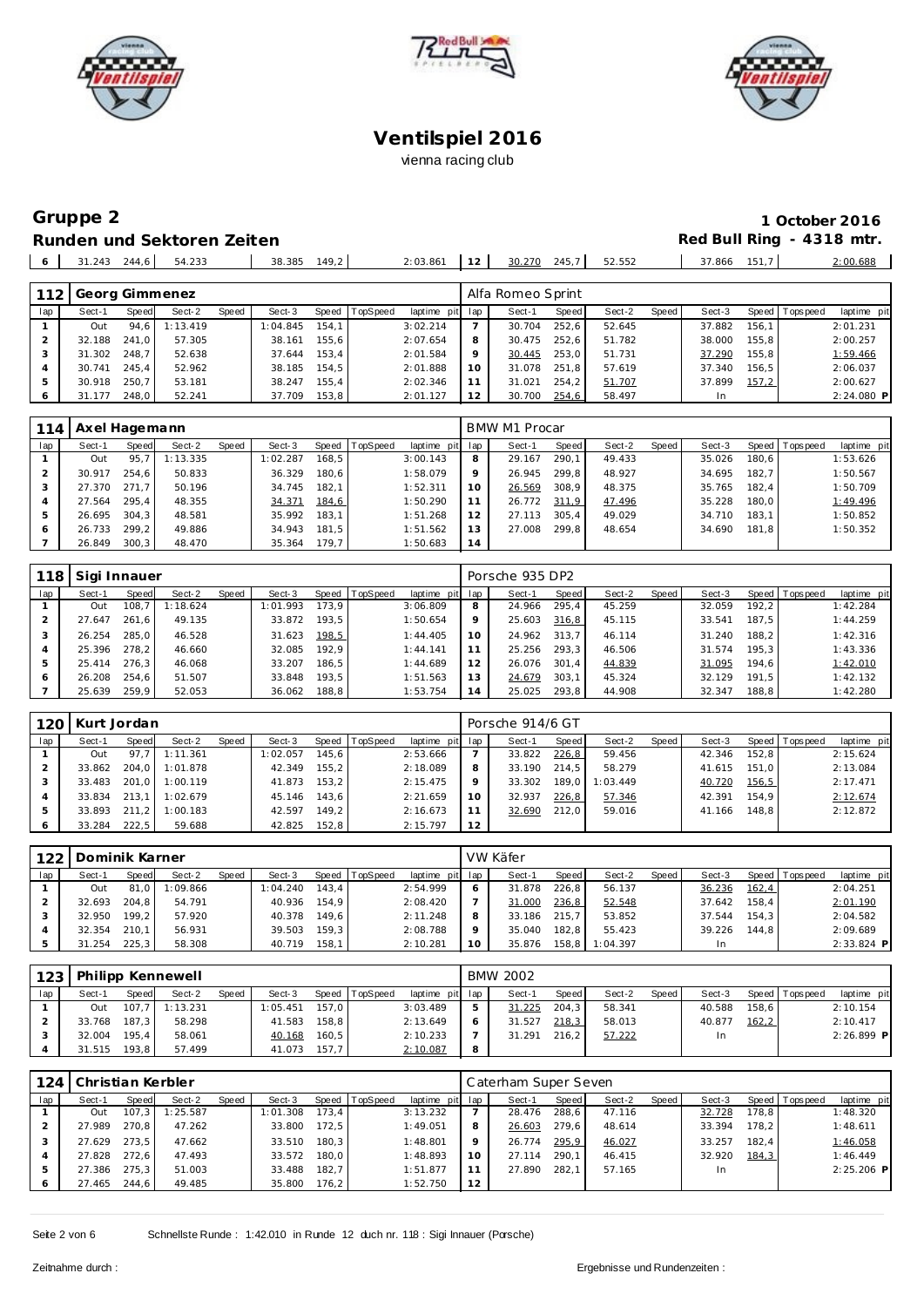# Ventilspiel 2016

vienna racing club

## Gruppe 2

**1 October 2016**

**Runden und Sektoren Zeiten**

**Red Bull Ring - 4318 mtr.**

| 6 | 31.243 | 244,6 | 54.233 | | 38.385 | 149,2 | | 2:03.861 | 12 | 30.270 | 245,7 | 52.552 | | 37.866 | 151,7 | | 2:00.688 |
|---|---|---|---|---|---|---|---|---|---|---|---|---|---|---|---|---|---|

### 112 Georg Gimmenez — Alfa Romeo Sprint

| lap | Sect-1 | Speed | Sect-2 | Speed | Sect-3 | Speed | TopSpeed | laptime pit | lap | Sect-1 | Speed | Sect-2 | Speed | Sect-3 | Speed | Topspeed | laptime pit |
|---|---|---|---|---|---|---|---|---|---|---|---|---|---|---|---|---|---|
| 1 | Out | 94,6 | 1:13.419 | | 1:04.845 | 154,1 | | 3:02.214 | 7 | 30.704 | 252,6 | 52.645 | | 37.882 | 156,1 | | 2:01.231 |
| 2 | 32.188 | 241,0 | 57.305 | | 38.161 | 155,6 | | 2:07.654 | 8 | 30.475 | 252,6 | 51.782 | | 38.000 | 155,8 | | 2:00.257 |
| 3 | 31.302 | 248,7 | 52.638 | | 37.644 | 153,4 | | 2:01.584 | 9 | 30.445 | 253,0 | 51.731 | | 37.290 | 155,8 | | 1:59.466 |
| 4 | 30.741 | 245,4 | 52.962 | | 38.185 | 154,5 | | 2:01.888 | 10 | 31.078 | 251,8 | 57.619 | | 37.340 | 156,5 | | 2:06.037 |
| 5 | 30.918 | 250,7 | 53.181 | | 38.247 | 155,4 | | 2:02.346 | 11 | 31.021 | 254,2 | 51.707 | | 37.899 | 157,2 | | 2:00.627 |
| 6 | 31.177 | 248,0 | 52.241 | | 37.709 | 153,8 | | 2:01.127 | 12 | 30.700 | 254,6 | 58.497 | | In | | | 2:24.080 P |

### 114 Axel Hagemann — BMW M1 Procar

| lap | Sect-1 | Speed | Sect-2 | Speed | Sect-3 | Speed | TopSpeed | laptime pit | lap | Sect-1 | Speed | Sect-2 | Speed | Sect-3 | Speed | Topspeed | laptime pit |
|---|---|---|---|---|---|---|---|---|---|---|---|---|---|---|---|---|---|
| 1 | Out | 95,7 | 1:13.335 | | 1:02.287 | 168,5 | | 3:00.143 | 8 | 29.167 | 290,1 | 49.433 | | 35.026 | 180,6 | | 1:53.626 |
| 2 | 30.917 | 254,6 | 50.833 | | 36.329 | 180,6 | | 1:58.079 | 9 | 26.945 | 299,8 | 48.927 | | 34.695 | 182,7 | | 1:50.567 |
| 3 | 27.370 | 271,7 | 50.196 | | 34.745 | 182,1 | | 1:52.311 | 10 | 26.569 | 308,9 | 48.375 | | 35.765 | 182,4 | | 1:50.709 |
| 4 | 27.564 | 295,4 | 48.355 | | 34.371 | 184,6 | | 1:50.290 | 11 | 26.772 | 311,9 | 47.496 | | 35.228 | 180,0 | | 1:49.496 |
| 5 | 26.695 | 304,3 | 48.581 | | 35.992 | 183,1 | | 1:51.268 | 12 | 27.113 | 305,4 | 49.029 | | 34.710 | 183,1 | | 1:50.852 |
| 6 | 26.733 | 299,2 | 49.886 | | 34.943 | 181,5 | | 1:51.562 | 13 | 27.008 | 299,8 | 48.654 | | 34.690 | 181,8 | | 1:50.352 |
| 7 | 26.849 | 300,3 | 48.470 | | 35.364 | 179,7 | | 1:50.683 | 14 | | | | | | | | |

### 118 Sigi Innauer — Porsche 935 DP2

| lap | Sect-1 | Speed | Sect-2 | Speed | Sect-3 | Speed | TopSpeed | laptime pit | lap | Sect-1 | Speed | Sect-2 | Speed | Sect-3 | Speed | Topspeed | laptime pit |
|---|---|---|---|---|---|---|---|---|---|---|---|---|---|---|---|---|---|
| 1 | Out | 108,7 | 1:18.624 | | 1:01.993 | 173,9 | | 3:06.809 | 8 | 24.966 | 295,4 | 45.259 | | 32.059 | 192,2 | | 1:42.284 |
| 2 | 27.647 | 261,6 | 49.135 | | 33.872 | 193,5 | | 1:50.654 | 9 | 25.603 | 316,8 | 45.115 | | 33.541 | 187,5 | | 1:44.259 |
| 3 | 26.254 | 285,0 | 46.528 | | 31.623 | 198,5 | | 1:44.405 | 10 | 24.962 | 313,7 | 46.114 | | 31.240 | 188,2 | | 1:42.316 |
| 4 | 25.396 | 278,2 | 46.660 | | 32.085 | 192,9 | | 1:44.141 | 11 | 25.256 | 293,3 | 46.506 | | 31.574 | 195,3 | | 1:43.336 |
| 5 | 25.414 | 276,3 | 46.068 | | 33.207 | 186,5 | | 1:44.689 | 12 | 26.076 | 301,4 | 44.839 | | 31.095 | 194,6 | | 1:42.010 |
| 6 | 26.208 | 254,6 | 51.507 | | 33.848 | 193,5 | | 1:51.563 | 13 | 24.679 | 303,1 | 45.324 | | 32.129 | 191,5 | | 1:42.132 |
| 7 | 25.639 | 259,9 | 52.053 | | 36.062 | 188,8 | | 1:53.754 | 14 | 25.025 | 293,8 | 44.908 | | 32.347 | 188,8 | | 1:42.280 |

### 120 Kurt Jordan — Porsche 914/6 GT

| lap | Sect-1 | Speed | Sect-2 | Speed | Sect-3 | Speed | TopSpeed | laptime pit | lap | Sect-1 | Speed | Sect-2 | Speed | Sect-3 | Speed | Topspeed | laptime pit |
|---|---|---|---|---|---|---|---|---|---|---|---|---|---|---|---|---|---|
| 1 | Out | 97,7 | 1:11.361 | | 1:02.057 | 145,6 | | 2:53.666 | 7 | 33.822 | 226,8 | 59.456 | | 42.346 | 152,8 | | 2:15.624 |
| 2 | 33.862 | 204,0 | 1:01.878 | | 42.349 | 155,2 | | 2:18.089 | 8 | 33.190 | 214,5 | 58.279 | | 41.615 | 151,0 | | 2:13.084 |
| 3 | 33.483 | 201,0 | 1:00.119 | | 41.873 | 153,2 | | 2:15.475 | 9 | 33.302 | 189,0 | 1:03.449 | | 40.720 | 156,5 | | 2:17.471 |
| 4 | 33.834 | 213,1 | 1:02.679 | | 45.146 | 143,6 | | 2:21.659 | 10 | 32.937 | 226,8 | 57.346 | | 42.391 | 154,9 | | 2:12.674 |
| 5 | 33.893 | 211,2 | 1:00.183 | | 42.597 | 149,2 | | 2:16.673 | 11 | 32.690 | 212,0 | 59.016 | | 41.166 | 148,8 | | 2:12.872 |
| 6 | 33.284 | 222,5 | 59.688 | | 42.825 | 152,8 | | 2:15.797 | 12 | | | | | | | | |

### 122 Dominik Karner — VW Käfer

| lap | Sect-1 | Speed | Sect-2 | Speed | Sect-3 | Speed | TopSpeed | laptime pit | lap | Sect-1 | Speed | Sect-2 | Speed | Sect-3 | Speed | Topspeed | laptime pit |
|---|---|---|---|---|---|---|---|---|---|---|---|---|---|---|---|---|---|
| 1 | Out | 107,7 | 1:09.866 | | 1:04.240 | 143,4 | | 2:54.999 | 6 | 31.878 | 226,8 | 56.137 | | 36.236 | 162,4 | | 2:04.251 |
| 2 | 32.693 | 204,8 | 54.791 | | 40.936 | 154,9 | | 2:08.420 | 7 | 31.000 | 236,8 | 52.548 | | 37.642 | 158,4 | | 2:01.190 |
| 3 | 32.950 | 199,2 | 57.920 | | 40.378 | 149,6 | | 2:11.248 | 8 | 33.186 | 215,7 | 53.852 | | 37.544 | 154,3 | | 2:04.582 |
| 4 | 32.354 | 210,1 | 56.931 | | 39.503 | 159,3 | | 2:08.788 | 9 | 35.040 | 182,8 | 55.423 | | 39.226 | 144,8 | | 2:09.689 |
| 5 | 31.254 | 225,3 | 58.308 | | 40.719 | 158,1 | | 2:10.281 | 10 | 35.876 | 158,8 | 1:04.397 | | In | | | 2:33.824 P |

### 123 Philipp Kennewell — BMW 2002

| lap | Sect-1 | Speed | Sect-2 | Speed | Sect-3 | Speed | TopSpeed | laptime pit | lap | Sect-1 | Speed | Sect-2 | Speed | Sect-3 | Speed | Topspeed | laptime pit |
|---|---|---|---|---|---|---|---|---|---|---|---|---|---|---|---|---|---|
| 1 | Out | 81,0 | 1:13.231 | | 1:05.451 | 157,0 | | 3:03.489 | 5 | 31.225 | 204,3 | 58.341 | | 40.588 | 158,6 | | 2:10.154 |
| 2 | 33.768 | 187,3 | 58.298 | | 41.583 | 158,8 | | 2:13.649 | 6 | 31.527 | 218,3 | 58.013 | | 40.877 | 162,2 | | 2:10.417 |
| 3 | 32.004 | 195,4 | 58.061 | | 40.168 | 160,5 | | 2:10.233 | 7 | 31.291 | 216,2 | 57.222 | | In | | | 2:26.899 P |
| 4 | 31.515 | 193,8 | 57.499 | | 41.073 | 157,7 | | 2:10.087 | 8 | | | | | | | | |

### 124 Christian Kerbler — Caterham Super Seven

| lap | Sect-1 | Speed | Sect-2 | Speed | Sect-3 | Speed | TopSpeed | laptime pit | lap | Sect-1 | Speed | Sect-2 | Speed | Sect-3 | Speed | Topspeed | laptime pit |
|---|---|---|---|---|---|---|---|---|---|---|---|---|---|---|---|---|---|
| 1 | Out | 107,3 | 1:25.587 | | 1:01.308 | 173,4 | | 3:13.232 | 7 | 28.476 | 288,6 | 47.116 | | 32.728 | 178,8 | | 1:48.320 |
| 2 | 27.989 | 270,8 | 47.262 | | 33.800 | 172,5 | | 1:49.051 | 8 | 26.603 | 279,6 | 48.614 | | 33.394 | 178,2 | | 1:48.611 |
| 3 | 27.629 | 273,5 | 47.662 | | 33.510 | 180,3 | | 1:48.801 | 9 | 26.774 | 295,9 | 46.027 | | 33.257 | 182,4 | | 1:46.058 |
| 4 | 27.828 | 272,6 | 47.493 | | 33.572 | 180,0 | | 1:48.893 | 10 | 27.114 | 290,1 | 46.415 | | 32.920 | 184,3 | | 1:46.449 |
| 5 | 27.386 | 275,3 | 51.003 | | 33.488 | 182,7 | | 1:51.877 | 11 | 27.890 | 282,1 | 57.165 | | In | | | 2:25.206 P |
| 6 | 27.465 | 244,6 | 49.485 | | 35.800 | 176,2 | | 1:52.750 | 12 | | | | | | | | |

Schnellste Runde : 1:42.010 in Runde 12 duch nr. 118 : Sigi Innauer (Porsche)

Zeitnahme durch :

Ergebnisse und Rundenzeiten :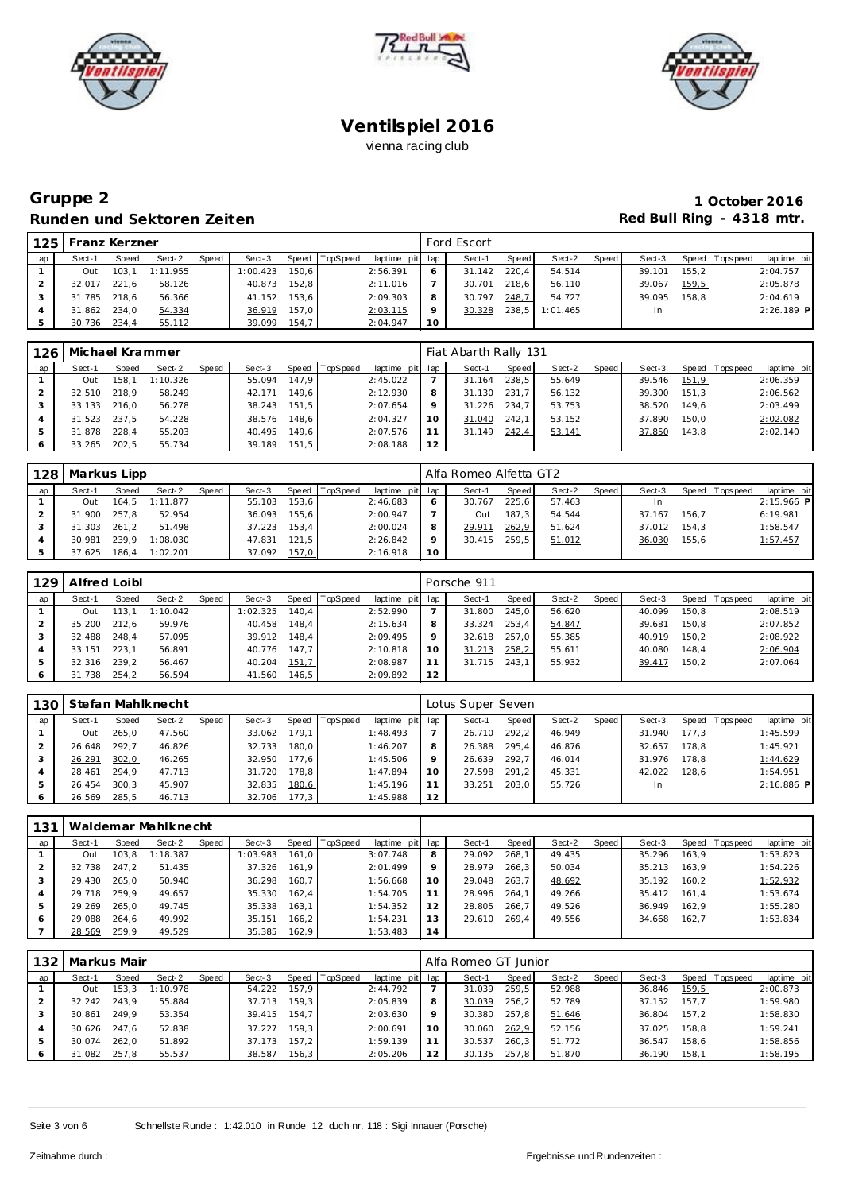# Ventilspiel 2016

vienna racing club

## Gruppe 2

## Runden und Sektoren Zeiten

**1 October 2016**

**Red Bull Ring - 4318 mtr.**

| 125 | Franz Kerzner | | | | | | | | | Ford Escort | | | | | | | | |
|---|---|---|---|---|---|---|---|---|---|---|---|---|---|---|---|---|---|---|
| lap | Sect-1 | Speed | Sect-2 | Speed | Sect-3 | Speed | TopSpeed | laptime pit | lap | Sect-1 | Speed | Sect-2 | Speed | Sect-3 | Speed | Topspeed | laptime pit |
| 1 | Out | 103,1 | 1:11.955 | | 1:00.423 | 150,6 | | 2:56.391 | 6 | 31.142 | 220,4 | 54.514 | | 39.101 | 155,2 | | 2:04.757 |
| 2 | 32.017 | 221,6 | 58.126 | | 40.873 | 152,8 | | 2:11.016 | 7 | 30.701 | 218,6 | 56.110 | | 39.067 | 159,5 | | 2:05.878 |
| 3 | 31.785 | 218,6 | 56.366 | | 41.152 | 153,6 | | 2:09.303 | 8 | 30.797 | 248,7 | 54.727 | | 39.095 | 158,8 | | 2:04.619 |
| 4 | 31.862 | 234,0 | 54.334 | | 36.919 | 157,0 | | 2:03.115 | 9 | 30.328 | 238,5 | 1:01.465 | | In | | | 2:26.189 P |
| 5 | 30.736 | 234,4 | 55.112 | | 39.099 | 154,7 | | 2:04.947 | 10 | | | | | | | | |

| 126 | Michael Krammer | | | | | | | | | Fiat Abarth Rally 131 | | | | | | | | |
|---|---|---|---|---|---|---|---|---|---|---|---|---|---|---|---|---|---|---|
| lap | Sect-1 | Speed | Sect-2 | Speed | Sect-3 | Speed | TopSpeed | laptime pit | lap | Sect-1 | Speed | Sect-2 | Speed | Sect-3 | Speed | Topspeed | laptime pit |
| 1 | Out | 158,1 | 1:10.326 | | 55.094 | 147,9 | | 2:45.022 | 7 | 31.164 | 238,5 | 55.649 | | 39.546 | 151,9 | | 2:06.359 |
| 2 | 32.510 | 218,9 | 58.249 | | 42.171 | 149,6 | | 2:12.930 | 8 | 31.130 | 231,7 | 56.132 | | 39.300 | 151,3 | | 2:06.562 |
| 3 | 33.133 | 216,0 | 56.278 | | 38.243 | 151,5 | | 2:07.654 | 9 | 31.226 | 234,7 | 53.753 | | 38.520 | 149,6 | | 2:03.499 |
| 4 | 31.523 | 237,5 | 54.228 | | 38.576 | 148,6 | | 2:04.327 | 10 | 31.040 | 242,1 | 53.152 | | 37.890 | 150,0 | | 2:02.082 |
| 5 | 31.878 | 228,4 | 55.203 | | 40.495 | 149,6 | | 2:07.576 | 11 | 31.149 | 242,4 | 53.141 | | 37.850 | 143,8 | | 2:02.140 |
| 6 | 33.265 | 202,5 | 55.734 | | 39.189 | 151,5 | | 2:08.188 | 12 | | | | | | | | |

| 128 | Markus Lipp | | | | | | | | | Alfa Romeo Alfetta GT2 | | | | | | | | |
|---|---|---|---|---|---|---|---|---|---|---|---|---|---|---|---|---|---|---|
| lap | Sect-1 | Speed | Sect-2 | Speed | Sect-3 | Speed | TopSpeed | laptime pit | lap | Sect-1 | Speed | Sect-2 | Speed | Sect-3 | Speed | Topspeed | laptime pit |
| 1 | Out | 164,5 | 1:11.877 | | 55.103 | 153,6 | | 2:46.683 | 6 | 30.767 | 225,6 | 57.463 | | In | | | 2:15.966 P |
| 2 | 31.900 | 257,8 | 52.954 | | 36.093 | 155,6 | | 2:00.947 | 7 | Out | 187,3 | 54.544 | | 37.167 | 156,7 | | 6:19.981 |
| 3 | 31.303 | 261,2 | 51.498 | | 37.223 | 153,4 | | 2:00.024 | 8 | 29.911 | 262,9 | 51.624 | | 37.012 | 154,3 | | 1:58.547 |
| 4 | 30.981 | 239,9 | 1:08.030 | | 47.831 | 121,5 | | 2:26.842 | 9 | 30.415 | 259,5 | 51.012 | | 36.030 | 155,6 | | 1:57.457 |
| 5 | 37.625 | 186,4 | 1:02.201 | | 37.092 | 157,0 | | 2:16.918 | 10 | | | | | | | | |

| 129 | Alfred Loibl | | | | | | | | | Porsche 911 | | | | | | | | |
|---|---|---|---|---|---|---|---|---|---|---|---|---|---|---|---|---|---|---|
| lap | Sect-1 | Speed | Sect-2 | Speed | Sect-3 | Speed | TopSpeed | laptime pit | lap | Sect-1 | Speed | Sect-2 | Speed | Sect-3 | Speed | Topspeed | laptime pit |
| 1 | Out | 113,1 | 1:10.042 | | 1:02.325 | 140,4 | | 2:52.990 | 7 | 31.800 | 245,0 | 56.620 | | 40.099 | 150,8 | | 2:08.519 |
| 2 | 35.200 | 212,6 | 59.976 | | 40.458 | 148,4 | | 2:15.634 | 8 | 33.324 | 253,4 | 54.847 | | 39.681 | 150,8 | | 2:07.852 |
| 3 | 32.488 | 248,4 | 57.095 | | 39.912 | 148,4 | | 2:09.495 | 9 | 32.618 | 257,0 | 55.385 | | 40.919 | 150,2 | | 2:08.922 |
| 4 | 33.151 | 223,1 | 56.891 | | 40.776 | 147,7 | | 2:10.818 | 10 | 31.213 | 258,2 | 55.611 | | 40.080 | 148,4 | | 2:06.904 |
| 5 | 32.316 | 239,2 | 56.467 | | 40.204 | 151,7 | | 2:08.987 | 11 | 31.715 | 243,1 | 55.932 | | 39.417 | 150,2 | | 2:07.064 |
| 6 | 31.738 | 254,2 | 56.594 | | 41.560 | 146,5 | | 2:09.892 | 12 | | | | | | | | |

| 130 | Stefan Mahlknecht | | | | | | | | | Lotus Super Seven | | | | | | | | |
|---|---|---|---|---|---|---|---|---|---|---|---|---|---|---|---|---|---|---|
| lap | Sect-1 | Speed | Sect-2 | Speed | Sect-3 | Speed | TopSpeed | laptime pit | lap | Sect-1 | Speed | Sect-2 | Speed | Sect-3 | Speed | Topspeed | laptime pit |
| 1 | Out | 265,0 | 47.560 | | 33.062 | 179,1 | | 1:48.493 | 7 | 26.710 | 292,2 | 46.949 | | 31.940 | 177,3 | | 1:45.599 |
| 2 | 26.648 | 292,7 | 46.826 | | 32.733 | 180,0 | | 1:46.207 | 8 | 26.388 | 295,4 | 46.876 | | 32.657 | 178,8 | | 1:45.921 |
| 3 | 26.291 | 302,0 | 46.265 | | 32.950 | 177,6 | | 1:45.506 | 9 | 26.639 | 292,7 | 46.014 | | 31.976 | 178,8 | | 1:44.629 |
| 4 | 28.461 | 294,9 | 47.713 | | 31.720 | 178,8 | | 1:47.894 | 10 | 27.598 | 291,2 | 45.331 | | 42.022 | 128,6 | | 1:54.951 |
| 5 | 26.454 | 300,3 | 45.907 | | 32.835 | 180,6 | | 1:45.196 | 11 | 33.251 | 203,0 | 55.726 | | In | | | 2:16.886 P |
| 6 | 26.569 | 285,5 | 46.713 | | 32.706 | 177,3 | | 1:45.988 | 12 | | | | | | | | |

| 131 | Waldemar Mahlknecht | | | | | | | | | | | | | | | | | |
|---|---|---|---|---|---|---|---|---|---|---|---|---|---|---|---|---|---|---|
| lap | Sect-1 | Speed | Sect-2 | Speed | Sect-3 | Speed | TopSpeed | laptime pit | lap | Sect-1 | Speed | Sect-2 | Speed | Sect-3 | Speed | Topspeed | laptime pit |
| 1 | Out | 103,8 | 1:18.387 | | 1:03.983 | 161,0 | | 3:07.748 | 8 | 29.092 | 268,1 | 49.435 | | 35.296 | 163,9 | | 1:53.823 |
| 2 | 32.738 | 247,2 | 51.435 | | 37.326 | 161,9 | | 2:01.499 | 9 | 28.979 | 266,3 | 50.034 | | 35.213 | 163,9 | | 1:54.226 |
| 3 | 29.430 | 265,0 | 50.940 | | 36.298 | 160,7 | | 1:56.668 | 10 | 29.048 | 263,7 | 48.692 | | 35.192 | 160,2 | | 1:52.932 |
| 4 | 29.718 | 259,9 | 49.657 | | 35.330 | 162,4 | | 1:54.705 | 11 | 28.996 | 264,1 | 49.266 | | 35.412 | 161,4 | | 1:53.674 |
| 5 | 29.269 | 265,0 | 49.745 | | 35.338 | 163,1 | | 1:54.352 | 12 | 28.805 | 266,7 | 49.526 | | 36.949 | 162,9 | | 1:55.280 |
| 6 | 29.088 | 264,6 | 49.992 | | 35.151 | 166,2 | | 1:54.231 | 13 | 29.610 | 269,4 | 49.556 | | 34.668 | 162,7 | | 1:53.834 |
| 7 | 28.569 | 259,9 | 49.529 | | 35.385 | 162,9 | | 1:53.483 | 14 | | | | | | | | |

| 132 | Markus Mair | | | | | | | | | Alfa Romeo GT Junior | | | | | | | | |
|---|---|---|---|---|---|---|---|---|---|---|---|---|---|---|---|---|---|---|
| lap | Sect-1 | Speed | Sect-2 | Speed | Sect-3 | Speed | TopSpeed | laptime pit | lap | Sect-1 | Speed | Sect-2 | Speed | Sect-3 | Speed | Topspeed | laptime pit |
| 1 | Out | 153,3 | 1:10.978 | | 54.222 | 157,9 | | 2:44.792 | 7 | 31.039 | 259,5 | 52.988 | | 36.846 | 159,5 | | 2:00.873 |
| 2 | 32.242 | 243,9 | 55.884 | | 37.713 | 159,3 | | 2:05.839 | 8 | 30.039 | 256,2 | 52.789 | | 37.152 | 157,7 | | 1:59.980 |
| 3 | 30.861 | 249,9 | 53.354 | | 39.415 | 154,7 | | 2:03.630 | 9 | 30.380 | 257,8 | 51.646 | | 36.804 | 157,2 | | 1:58.830 |
| 4 | 30.626 | 247,6 | 52.838 | | 37.227 | 159,3 | | 2:00.691 | 10 | 30.060 | 262,9 | 52.156 | | 37.025 | 158,8 | | 1:59.241 |
| 5 | 30.074 | 262,0 | 51.892 | | 37.173 | 157,2 | | 1:59.139 | 11 | 30.537 | 260,3 | 51.772 | | 36.547 | 158,6 | | 1:58.856 |
| 6 | 31.082 | 257,8 | 55.537 | | 38.587 | 156,3 | | 2:05.206 | 12 | 30.135 | 257,8 | 51.870 | | 36.190 | 158,1 | | 1:58.195 |

Schnellste Runde : 1:42.010 in Runde 12 duch nr. 118 : Sigi Innauer (Porsche)

Zeitnahme durch :

Ergebnisse und Rundenzeiten :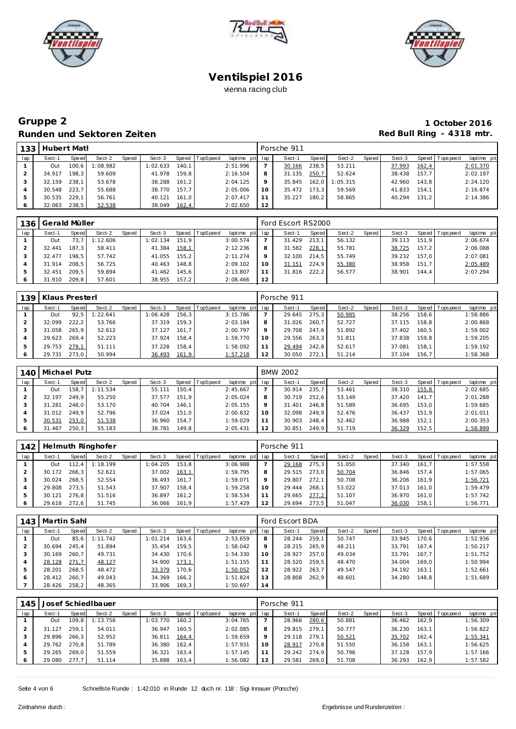# Ventilspiel 2016

vienna racing club

## Gruppe 2

**Runden und Sektoren Zeiten**

**1 October 2016**

**Red Bull Ring - 4318 mtr.**

| 133 | Hubert Matl | | | | | | | | | Porsche 911 | | | | | | | | |
|---|---|---|---|---|---|---|---|---|---|---|---|---|---|---|---|---|---|---|
| lap | Sect-1 | Speed | Sect-2 | Speed | Sect-3 | Speed | TopSpeed | laptime pit | lap | Sect-1 | Speed | Sect-2 | Speed | Sect-3 | Speed | Topspeed | laptime pit |
| 1 | Out | 100,6 | 1:08.982 | | 1:02.633 | 140,1 | | 2:51.996 | 7 | 30.166 | 238,5 | 53.211 | | 37.993 | 162,4 | | 2:01.370 |
| 2 | 34.917 | 198,3 | 59.609 | | 41.978 | 159,8 | | 2:16.504 | 8 | 31.135 | 250,7 | 52.624 | | 38.438 | 157,7 | | 2:02.197 |
| 3 | 32.159 | 238,1 | 53.678 | | 38.288 | 161,2 | | 2:04.125 | 9 | 35.845 | 162,0 | 1:05.315 | | 42.960 | 143,8 | | 2:24.120 |
| 4 | 30.548 | 223,7 | 55.688 | | 38.770 | 157,7 | | 2:05.006 | 10 | 35.472 | 173,3 | 59.569 | | 41.833 | 154,1 | | 2:16.874 |
| 5 | 30.535 | 229,1 | 56.761 | | 40.121 | 161,0 | | 2:07.417 | 11 | 35.227 | 180,2 | 58.865 | | 40.294 | 131,2 | | 2:14.386 |
| 6 | 32.063 | 238,5 | 52.538 | | 38.049 | 162,4 | | 2:02.650 | 12 | | | | | | | | |

| 136 | Gerald Müller | | | | | | | | | Ford Escort RS2000 | | | | | | | | |
|---|---|---|---|---|---|---|---|---|---|---|---|---|---|---|---|---|---|---|
| lap | Sect-1 | Speed | Sect-2 | Speed | Sect-3 | Speed | TopSpeed | laptime pit | lap | Sect-1 | Speed | Sect-2 | Speed | Sect-3 | Speed | Topspeed | laptime pit |
| 1 | Out | 73,7 | 1:12.606 | | 1:02.134 | 151,9 | | 3:00.574 | 7 | 31.429 | 213,1 | 56.132 | | 39.113 | 151,9 | | 2:06.674 |
| 2 | 32.441 | 187,3 | 58.411 | | 41.384 | 158,1 | | 2:12.236 | 8 | 31.582 | 228,1 | 55.781 | | 38.725 | 157,2 | | 2:06.088 |
| 3 | 32.477 | 198,5 | 57.742 | | 41.055 | 155,2 | | 2:11.274 | 9 | 32.100 | 214,5 | 55.749 | | 39.232 | 157,0 | | 2:07.081 |
| 4 | 31.914 | 208,5 | 56.725 | | 40.463 | 148,8 | | 2:09.102 | 10 | 31.151 | 224,9 | 55.380 | | 38.958 | 151,7 | | 2:05.489 |
| 5 | 32.451 | 209,5 | 59.894 | | 41.462 | 145,6 | | 2:13.807 | 11 | 31.816 | 222,2 | 56.577 | | 38.901 | 144,4 | | 2:07.294 |
| 6 | 31.910 | 209,8 | 57.601 | | 38.955 | 157,2 | | 2:08.466 | 12 | | | | | | | | |

| 139 | Klaus Presterl | | | | | | | | | Porsche 911 | | | | | | | | |
|---|---|---|---|---|---|---|---|---|---|---|---|---|---|---|---|---|---|---|
| lap | Sect-1 | Speed | Sect-2 | Speed | Sect-3 | Speed | TopSpeed | laptime pit | lap | Sect-1 | Speed | Sect-2 | Speed | Sect-3 | Speed | Topspeed | laptime pit |
| 1 | Out | 92,5 | 1:22.641 | | 1:06.428 | 156,3 | | 3:15.786 | 7 | 29.645 | 275,3 | 50.985 | | 38.256 | 158,6 | | 1:58.886 |
| 2 | 32.099 | 222,2 | 53.766 | | 37.319 | 159,3 | | 2:03.184 | 8 | 31.026 | 260,7 | 52.727 | | 37.115 | 158,8 | | 2:00.868 |
| 3 | 31.058 | 265,9 | 52.612 | | 37.127 | 161,7 | | 2:00.797 | 9 | 29.708 | 247,6 | 51.892 | | 37.402 | 160,5 | | 1:59.002 |
| 4 | 29.623 | 269,4 | 52.223 | | 37.924 | 158,4 | | 1:59.770 | 10 | 29.556 | 263,3 | 51.811 | | 37.838 | 159,8 | | 1:59.205 |
| 5 | 29.753 | 279,1 | 51.111 | | 37.228 | 158,4 | | 1:58.092 | 11 | 29.494 | 242,8 | 52.617 | | 37.081 | 158,1 | | 1:59.192 |
| 6 | 29.731 | 273,0 | 50.994 | | 36.493 | 161,9 | | 1:57.218 | 12 | 30.050 | 272,1 | 51.214 | | 37.104 | 156,7 | | 1:58.368 |

| 140 | Michael Putz | | | | | | | | | BMW 2002 | | | | | | | | |
|---|---|---|---|---|---|---|---|---|---|---|---|---|---|---|---|---|---|---|
| lap | Sect-1 | Speed | Sect-2 | Speed | Sect-3 | Speed | TopSpeed | laptime pit | lap | Sect-1 | Speed | Sect-2 | Speed | Sect-3 | Speed | Topspeed | laptime pit |
| 1 | Out | 158,7 | 1:11.534 | | 55.111 | 150,4 | | 2:45.667 | 7 | 30.914 | 235,7 | 53.461 | | 38.310 | 155,8 | | 2:02.685 |
| 2 | 32.197 | 249,9 | 55.250 | | 37.577 | 151,9 | | 2:05.024 | 8 | 30.719 | 252,6 | 53.149 | | 37.420 | 141,7 | | 2:01.288 |
| 3 | 31.281 | 248,0 | 53.170 | | 40.704 | 146,1 | | 2:05.155 | 9 | 31.401 | 246,8 | 51.589 | | 36.695 | 153,0 | | 1:59.685 |
| 4 | 31.012 | 249,9 | 52.796 | | 37.024 | 151,0 | | 2:00.832 | 10 | 32.098 | 249,9 | 52.476 | | 36.437 | 151,9 | | 2:01.011 |
| 5 | 30.531 | 253,0 | 51.538 | | 36.960 | 154,7 | | 1:59.029 | 11 | 30.903 | 248,4 | 52.462 | | 36.988 | 152,1 | | 2:00.353 |
| 6 | 31.467 | 250,3 | 55.183 | | 38.781 | 149,8 | | 2:05.431 | 12 | 30.851 | 249,9 | 51.719 | | 36.329 | 152,5 | | 1:58.899 |

| 142 | Helmuth Ringhofer | | | | | | | | | Porsche 911 | | | | | | | | |
|---|---|---|---|---|---|---|---|---|---|---|---|---|---|---|---|---|---|---|
| lap | Sect-1 | Speed | Sect-2 | Speed | Sect-3 | Speed | TopSpeed | laptime pit | lap | Sect-1 | Speed | Sect-2 | Speed | Sect-3 | Speed | Topspeed | laptime pit |
| 1 | Out | 112,4 | 1:18.199 | | 1:04.205 | 153,8 | | 3:06.988 | 7 | 29.168 | 275,3 | 51.050 | | 37.340 | 161,7 | | 1:57.558 |
| 2 | 30.172 | 266,3 | 52.621 | | 37.002 | 163,1 | | 1:59.795 | 8 | 29.515 | 273,0 | 50.704 | | 36.846 | 157,4 | | 1:57.065 |
| 3 | 30.024 | 268,5 | 52.554 | | 36.493 | 161,7 | | 1:59.071 | 9 | 29.807 | 272,1 | 50.708 | | 36.206 | 161,9 | | 1:56.721 |
| 4 | 29.808 | 273,5 | 51.543 | | 37.907 | 158,4 | | 1:59.258 | 10 | 29.444 | 268,1 | 53.022 | | 37.013 | 161,0 | | 1:59.479 |
| 5 | 30.121 | 276,8 | 51.516 | | 36.897 | 161,2 | | 1:58.534 | 11 | 29.665 | 277,2 | 51.107 | | 36.970 | 161,0 | | 1:57.742 |
| 6 | 29.618 | 272,6 | 51.745 | | 36.066 | 161,9 | | 1:57.429 | 12 | 29.694 | 273,5 | 51.047 | | 36.030 | 158,1 | | 1:56.771 |

| 143 | Martin Sahl | | | | | | | | | Ford Escort BDA | | | | | | | | |
|---|---|---|---|---|---|---|---|---|---|---|---|---|---|---|---|---|---|---|
| lap | Sect-1 | Speed | Sect-2 | Speed | Sect-3 | Speed | TopSpeed | laptime pit | lap | Sect-1 | Speed | Sect-2 | Speed | Sect-3 | Speed | Topspeed | laptime pit |
| 1 | Out | 85,6 | 1:11.742 | | 1:01.214 | 163,6 | | 2:53.659 | 8 | 28.244 | 259,1 | 50.747 | | 33.945 | 170,6 | | 1:52.936 |
| 2 | 30.694 | 245,4 | 51.894 | | 35.454 | 159,5 | | 1:58.042 | 9 | 28.215 | 265,9 | 48.211 | | 33.791 | 167,4 | | 1:50.217 |
| 3 | 30.169 | 260,7 | 49.731 | | 34.430 | 170,6 | | 1:54.330 | 10 | 28.927 | 257,0 | 49.034 | | 33.791 | 167,7 | | 1:51.752 |
| 4 | 28.128 | 271,7 | 48.127 | | 34.900 | 173,1 | | 1:51.155 | 11 | 28.520 | 259,5 | 48.470 | | 34.004 | 169,0 | | 1:50.994 |
| 5 | 28.201 | 268,5 | 48.472 | | 33.379 | 170,6 | | 1:50.052 | 12 | 28.922 | 263,7 | 49.547 | | 34.192 | 163,1 | | 1:52.661 |
| 6 | 28.412 | 260,7 | 49.043 | | 34.369 | 166,2 | | 1:51.824 | 13 | 28.808 | 262,9 | 48.601 | | 34.280 | 148,8 | | 1:51.689 |
| 7 | 28.426 | 258,2 | 48.365 | | 33.906 | 169,3 | | 1:50.697 | 14 | | | | | | | | |

| 145 | Josef Schiedlbauer | | | | | | | | | Porsche 911 | | | | | | | | |
|---|---|---|---|---|---|---|---|---|---|---|---|---|---|---|---|---|---|---|
| lap | Sect-1 | Speed | Sect-2 | Speed | Sect-3 | Speed | TopSpeed | laptime pit | lap | Sect-1 | Speed | Sect-2 | Speed | Sect-3 | Speed | Topspeed | laptime pit |
| 1 | Out | 109,8 | 1:13.756 | | 1:03.770 | 160,2 | | 3:04.765 | 7 | 28.966 | 280,6 | 50.881 | | 36.462 | 162,9 | | 1:56.309 |
| 2 | 31.127 | 259,1 | 54.011 | | 36.947 | 160,5 | | 2:02.085 | 8 | 29.815 | 279,1 | 50.777 | | 36.230 | 163,1 | | 1:56.822 |
| 3 | 29.896 | 266,3 | 52.952 | | 36.811 | 164,4 | | 1:59.659 | 9 | 29.118 | 279,1 | 50.521 | | 35.702 | 162,4 | | 1:55.341 |
| 4 | 29.762 | 270,8 | 51.789 | | 36.380 | 162,4 | | 1:57.931 | 10 | 28.917 | 270,8 | 51.550 | | 36.158 | 163,1 | | 1:56.625 |
| 5 | 29.265 | 269,0 | 51.559 | | 36.321 | 163,4 | | 1:57.145 | 11 | 29.242 | 274,9 | 50.796 | | 37.128 | 157,9 | | 1:57.166 |
| 6 | 29.080 | 277,7 | 51.114 | | 35.888 | 163,4 | | 1:56.082 | 12 | 29.581 | 269,0 | 51.708 | | 36.293 | 162,9 | | 1:57.582 |

Schnellste Runde : 1:42.010 in Runde 12 duch nr. 118 : Sigi Innauer (Porsche)

Zeitnahme durch :

Ergebnisse und Rundenzeiten :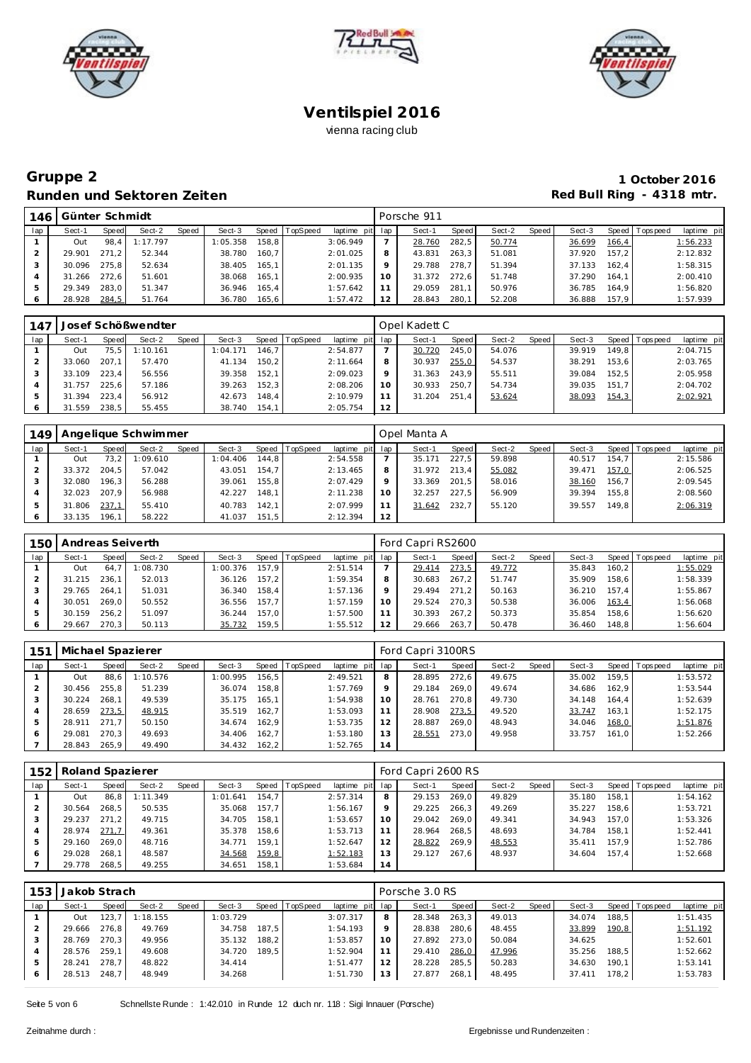# Ventilspiel 2016

vienna racing club

## Gruppe 2

**1 October 2016**

### Runden und Sektoren Zeiten

**Red Bull Ring - 4318 mtr.**

| 146 | Günter Schmidt | | | | | | | | Porsche 911 | | | | | | | | |
|---|---|---|---|---|---|---|---|---|---|---|---|---|---|---|---|---|---|
| lap | Sect-1 | Speed | Sect-2 | Speed | Sect-3 | Speed | TopSpeed | laptime pit | lap | Sect-1 | Speed | Sect-2 | Speed | Sect-3 | Speed | Topspeed | laptime pit |
| 1 | Out | 98,4 | 1:17.797 | | 1:05.358 | 158,8 | | 3:06.949 | 7 | 28.760 | 282,5 | 50.774 | | 36.699 | 166,4 | | 1:56.233 |
| 2 | 29.901 | 271,2 | 52.344 | | 38.780 | 160,7 | | 2:01.025 | 8 | 43.831 | 263,3 | 51.081 | | 37.920 | 157,2 | | 2:12.832 |
| 3 | 30.096 | 275,8 | 52.634 | | 38.405 | 165,1 | | 2:01.135 | 9 | 29.788 | 278,7 | 51.394 | | 37.133 | 162,4 | | 1:58.315 |
| 4 | 31.266 | 272,6 | 51.601 | | 38.068 | 165,1 | | 2:00.935 | 10 | 31.372 | 272,6 | 51.748 | | 37.290 | 164,1 | | 2:00.410 |
| 5 | 29.349 | 283,0 | 51.347 | | 36.946 | 165,4 | | 1:57.642 | 11 | 29.059 | 281,1 | 50.976 | | 36.785 | 164,9 | | 1:56.820 |
| 6 | 28.928 | 284,5 | 51.764 | | 36.780 | 165,6 | | 1:57.472 | 12 | 28.843 | 280,1 | 52.208 | | 36.888 | 157,9 | | 1:57.939 |

| 147 | Josef Schößwendter | | | | | | | | Opel Kadett C | | | | | | | | |
|---|---|---|---|---|---|---|---|---|---|---|---|---|---|---|---|---|---|
| lap | Sect-1 | Speed | Sect-2 | Speed | Sect-3 | Speed | TopSpeed | laptime pit | lap | Sect-1 | Speed | Sect-2 | Speed | Sect-3 | Speed | Topspeed | laptime pit |
| 1 | Out | 75,5 | 1:10.161 | | 1:04.171 | 146,7 | | 2:54.877 | 7 | 30.720 | 245,0 | 54.076 | | 39.919 | 149,8 | | 2:04.715 |
| 2 | 33.060 | 207,1 | 57.470 | | 41.134 | 150,2 | | 2:11.664 | 8 | 30.937 | 255,0 | 54.537 | | 38.291 | 153,6 | | 2:03.765 |
| 3 | 33.109 | 223,4 | 56.556 | | 39.358 | 152,1 | | 2:09.023 | 9 | 31.363 | 243,9 | 55.511 | | 39.084 | 152,5 | | 2:05.958 |
| 4 | 31.757 | 225,6 | 57.186 | | 39.263 | 152,3 | | 2:08.206 | 10 | 30.933 | 250,7 | 54.734 | | 39.035 | 151,7 | | 2:04.702 |
| 5 | 31.394 | 223,4 | 56.912 | | 42.673 | 148,4 | | 2:10.979 | 11 | 31.204 | 251,4 | 53.624 | | 38.093 | 154,3 | | 2:02.921 |
| 6 | 31.559 | 238,5 | 55.455 | | 38.740 | 154,1 | | 2:05.754 | 12 | | | | | | | | |

| 149 | Angelique Schwimmer | | | | | | | | Opel Manta A | | | | | | | | |
|---|---|---|---|---|---|---|---|---|---|---|---|---|---|---|---|---|---|
| lap | Sect-1 | Speed | Sect-2 | Speed | Sect-3 | Speed | TopSpeed | laptime pit | lap | Sect-1 | Speed | Sect-2 | Speed | Sect-3 | Speed | Topspeed | laptime pit |
| 1 | Out | 73,2 | 1:09.610 | | 1:04.406 | 144,8 | | 2:54.558 | 7 | 35.171 | 227,5 | 59.898 | | 40.517 | 154,7 | | 2:15.586 |
| 2 | 33.372 | 204,5 | 57.042 | | 43.051 | 154,7 | | 2:13.465 | 8 | 31.972 | 213,4 | 55.082 | | 39.471 | 157,0 | | 2:06.525 |
| 3 | 32.080 | 196,3 | 56.288 | | 39.061 | 155,8 | | 2:07.429 | 9 | 33.369 | 201,5 | 58.016 | | 38.160 | 156,7 | | 2:09.545 |
| 4 | 32.023 | 207,9 | 56.988 | | 42.227 | 148,1 | | 2:11.238 | 10 | 32.257 | 227,5 | 56.909 | | 39.394 | 155,8 | | 2:08.560 |
| 5 | 31.806 | 237,1 | 55.410 | | 40.783 | 142,1 | | 2:07.999 | 11 | 31.642 | 232,7 | 55.120 | | 39.557 | 149,8 | | 2:06.319 |
| 6 | 33.135 | 196,1 | 58.222 | | 41.037 | 151,5 | | 2:12.394 | 12 | | | | | | | | |

| 150 | Andreas Seiverth | | | | | | | | Ford Capri RS2600 | | | | | | | | |
|---|---|---|---|---|---|---|---|---|---|---|---|---|---|---|---|---|---|
| lap | Sect-1 | Speed | Sect-2 | Speed | Sect-3 | Speed | TopSpeed | laptime pit | lap | Sect-1 | Speed | Sect-2 | Speed | Sect-3 | Speed | Topspeed | laptime pit |
| 1 | Out | 64,7 | 1:08.730 | | 1:00.376 | 157,9 | | 2:51.514 | 7 | 29.414 | 273,5 | 49.772 | | 35.843 | 160,2 | | 1:55.029 |
| 2 | 31.215 | 236,1 | 52.013 | | 36.126 | 157,2 | | 1:59.354 | 8 | 30.683 | 267,2 | 51.747 | | 35.909 | 158,6 | | 1:58.339 |
| 3 | 29.765 | 264,1 | 51.031 | | 36.340 | 158,4 | | 1:57.136 | 9 | 29.494 | 271,2 | 50.163 | | 36.210 | 157,4 | | 1:55.867 |
| 4 | 30.051 | 269,0 | 50.552 | | 36.556 | 157,7 | | 1:57.159 | 10 | 29.524 | 270,3 | 50.538 | | 36.006 | 163,4 | | 1:56.068 |
| 5 | 30.159 | 256,2 | 51.097 | | 36.244 | 157,0 | | 1:57.500 | 11 | 30.393 | 267,2 | 50.373 | | 35.854 | 158,6 | | 1:56.620 |
| 6 | 29.667 | 270,3 | 50.113 | | 35.732 | 159,5 | | 1:55.512 | 12 | 29.666 | 263,7 | 50.478 | | 36.460 | 148,8 | | 1:56.604 |

| 151 | Michael Spazierer | | | | | | | | Ford Capri 3100RS | | | | | | | | |
|---|---|---|---|---|---|---|---|---|---|---|---|---|---|---|---|---|---|
| lap | Sect-1 | Speed | Sect-2 | Speed | Sect-3 | Speed | TopSpeed | laptime pit | lap | Sect-1 | Speed | Sect-2 | Speed | Sect-3 | Speed | Topspeed | laptime pit |
| 1 | Out | 88,6 | 1:10.576 | | 1:00.995 | 156,5 | | 2:49.521 | 8 | 28.895 | 272,6 | 49.675 | | 35.002 | 159,5 | | 1:53.572 |
| 2 | 30.456 | 255,8 | 51.239 | | 36.074 | 158,8 | | 1:57.769 | 9 | 29.184 | 269,0 | 49.674 | | 34.686 | 162,9 | | 1:53.544 |
| 3 | 30.224 | 268,1 | 49.539 | | 35.175 | 165,1 | | 1:54.938 | 10 | 28.761 | 270,8 | 49.730 | | 34.148 | 164,4 | | 1:52.639 |
| 4 | 28.659 | 273,5 | 48.915 | | 35.519 | 162,7 | | 1:53.093 | 11 | 28.908 | 273,5 | 49.520 | | 33.747 | 163,1 | | 1:52.175 |
| 5 | 28.911 | 271,7 | 50.150 | | 34.674 | 162,9 | | 1:53.735 | 12 | 28.887 | 269,0 | 48.943 | | 34.046 | 168,0 | | 1:51.876 |
| 6 | 29.081 | 270,3 | 49.693 | | 34.406 | 162,7 | | 1:53.180 | 13 | 28.551 | 273,0 | 49.958 | | 33.757 | 161,0 | | 1:52.266 |
| 7 | 28.843 | 265,9 | 49.490 | | 34.432 | 162,2 | | 1:52.765 | 14 | | | | | | | | |

| 152 | Roland Spazierer | | | | | | | | Ford Capri 2600 RS | | | | | | | | |
|---|---|---|---|---|---|---|---|---|---|---|---|---|---|---|---|---|---|
| lap | Sect-1 | Speed | Sect-2 | Speed | Sect-3 | Speed | TopSpeed | laptime pit | lap | Sect-1 | Speed | Sect-2 | Speed | Sect-3 | Speed | Topspeed | laptime pit |
| 1 | Out | 86,8 | 1:11.349 | | 1:01.641 | 154,7 | | 2:57.314 | 8 | 29.153 | 269,0 | 49.829 | | 35.180 | 158,1 | | 1:54.162 |
| 2 | 30.564 | 268,5 | 50.535 | | 35.068 | 157,7 | | 1:56.167 | 9 | 29.225 | 266,3 | 49.269 | | 35.227 | 158,6 | | 1:53.721 |
| 3 | 29.237 | 271,2 | 49.715 | | 34.705 | 158,1 | | 1:53.657 | 10 | 29.042 | 269,0 | 49.341 | | 34.943 | 157,0 | | 1:53.326 |
| 4 | 28.974 | 271,7 | 49.361 | | 35.378 | 158,6 | | 1:53.713 | 11 | 28.964 | 268,5 | 48.693 | | 34.784 | 158,1 | | 1:52.441 |
| 5 | 29.160 | 269,0 | 48.716 | | 34.771 | 159,1 | | 1:52.647 | 12 | 28.822 | 269,9 | 48.553 | | 35.411 | 157,9 | | 1:52.786 |
| 6 | 29.028 | 268,1 | 48.587 | | 34.568 | 159,8 | | 1:52.183 | 13 | 29.127 | 267,6 | 48.937 | | 34.604 | 157,4 | | 1:52.668 |
| 7 | 29.778 | 268,5 | 49.255 | | 34.651 | 158,1 | | 1:53.684 | 14 | | | | | | | | |

| 153 | Jakob Strach | | | | | | | | Porsche 3.0 RS | | | | | | | | |
|---|---|---|---|---|---|---|---|---|---|---|---|---|---|---|---|---|---|
| lap | Sect-1 | Speed | Sect-2 | Speed | Sect-3 | Speed | TopSpeed | laptime pit | lap | Sect-1 | Speed | Sect-2 | Speed | Sect-3 | Speed | Topspeed | laptime pit |
| 1 | Out | 123,7 | 1:18.155 | | 1:03.729 | | | 3:07.317 | 8 | 28.348 | 263,3 | 49.013 | | 34.074 | 188,5 | | 1:51.435 |
| 2 | 29.666 | 276,8 | 49.769 | | 34.758 | 187,5 | | 1:54.193 | 9 | 28.838 | 280,6 | 48.455 | | 33.899 | 190,8 | | 1:51.192 |
| 3 | 28.769 | 270,3 | 49.956 | | 35.132 | 188,2 | | 1:53.857 | 10 | 27.892 | 273,0 | 50.084 | | 34.625 | | | 1:52.601 |
| 4 | 28.576 | 259,1 | 49.608 | | 34.720 | 189,5 | | 1:52.904 | 11 | 29.410 | 286,0 | 47.996 | | 35.256 | 188,5 | | 1:52.662 |
| 5 | 28.241 | 278,7 | 48.822 | | 34.414 | | | 1:51.477 | 12 | 28.228 | 285,5 | 50.283 | | 34.630 | 190,1 | | 1:53.141 |
| 6 | 28.513 | 248,7 | 48.949 | | 34.268 | | | 1:51.730 | 13 | 27.877 | 268,1 | 48.495 | | 37.411 | 178,2 | | 1:53.783 |

Schnellste Runde : 1:42.010 in Runde 12 duch nr. 118 : Sigi Innauer (Porsche)

Zeitnahme durch :

Ergebnisse und Rundenzeiten :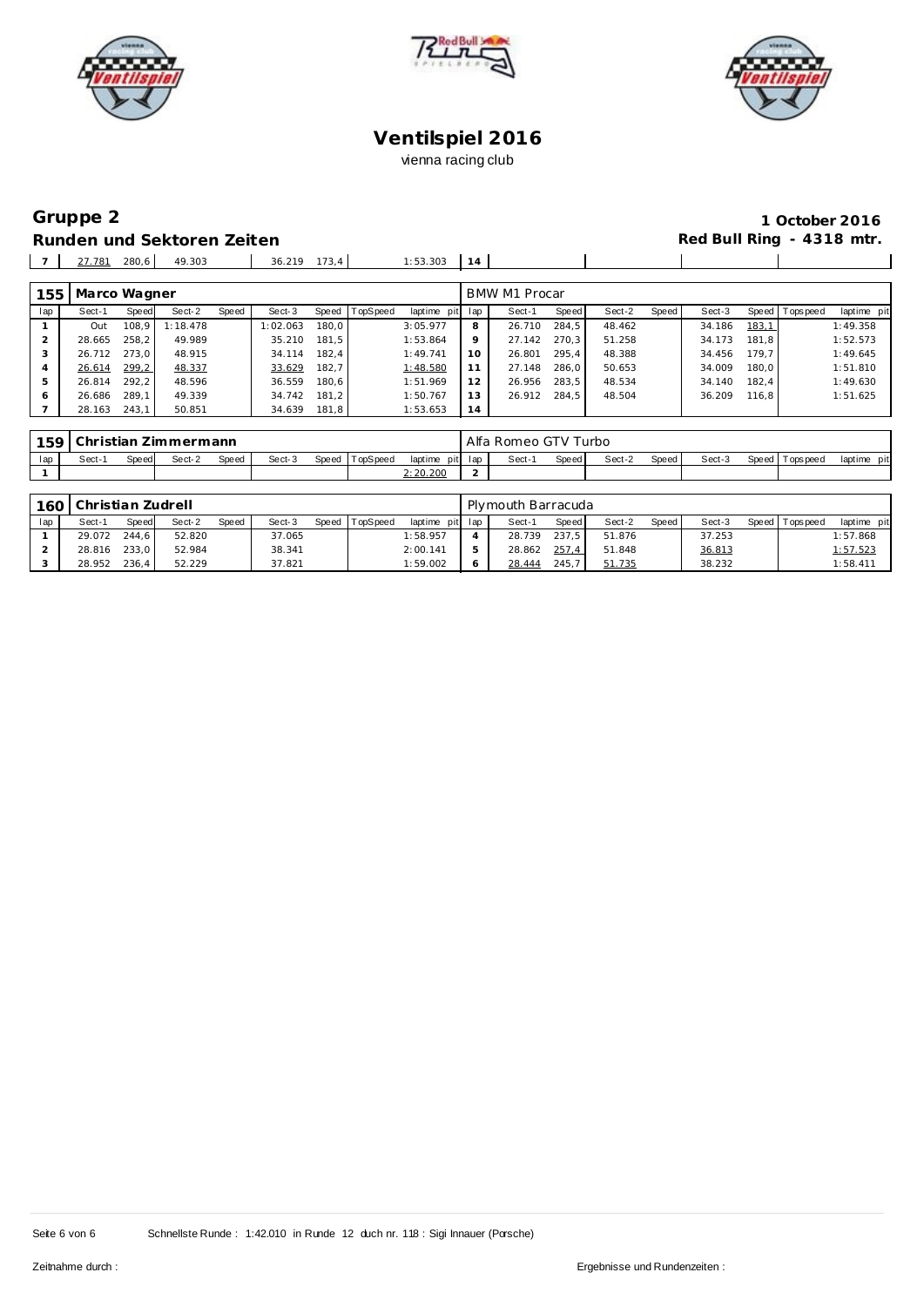# Ventilspiel 2016

vienna racing club

## Gruppe 2

**1 October 2016**

## Runden und Sektoren Zeiten

**Red Bull Ring - 4318 mtr.**

| lap | Sect-1 | Speed | Sect-2 | Speed | Sect-3 | Speed | TopSpeed | laptime pit | lap | Sect-1 | Speed | Sect-2 | Speed | Sect-3 | Speed | Topspeed | laptime pit |
|---|---|---|---|---|---|---|---|---|---|---|---|---|---|---|---|---|---|
| 7 | 27.781 | 280,6 | 49.303 | | 36.219 | 173,4 | | 1:53.303 | 14 | | | | | | | | |

**155 Marco Wagner** — BMW M1 Procar

| lap | Sect-1 | Speed | Sect-2 | Speed | Sect-3 | Speed | TopSpeed | laptime pit | lap | Sect-1 | Speed | Sect-2 | Speed | Sect-3 | Speed | Topspeed | laptime pit |
|---|---|---|---|---|---|---|---|---|---|---|---|---|---|---|---|---|---|
| 1 | Out | 108,9 | 1:18.478 | | 1:02.063 | 180,0 | | 3:05.977 | 8 | 26.710 | 284,5 | 48.462 | | 34.186 | 183,1 | | 1:49.358 |
| 2 | 28.665 | 258,2 | 49.989 | | 35.210 | 181,5 | | 1:53.864 | 9 | 27.142 | 270,3 | 51.258 | | 34.173 | 181,8 | | 1:52.573 |
| 3 | 26.712 | 273,0 | 48.915 | | 34.114 | 182,4 | | 1:49.741 | 10 | 26.801 | 295,4 | 48.388 | | 34.456 | 179,7 | | 1:49.645 |
| 4 | 26.614 | 299,2 | 48.337 | | 33.629 | 182,7 | | 1:48.580 | 11 | 27.148 | 286,0 | 50.653 | | 34.009 | 180,0 | | 1:51.810 |
| 5 | 26.814 | 292,2 | 48.596 | | 36.559 | 180,6 | | 1:51.969 | 12 | 26.956 | 283,5 | 48.534 | | 34.140 | 182,4 | | 1:49.630 |
| 6 | 26.686 | 289,1 | 49.339 | | 34.742 | 181,2 | | 1:50.767 | 13 | 26.912 | 284,5 | 48.504 | | 36.209 | 116,8 | | 1:51.625 |
| 7 | 28.163 | 243,1 | 50.851 | | 34.639 | 181,8 | | 1:53.653 | 14 | | | | | | | | |

**159 Christian Zimmermann** — Alfa Romeo GTV Turbo

| lap | Sect-1 | Speed | Sect-2 | Speed | Sect-3 | Speed | TopSpeed | laptime pit | lap | Sect-1 | Speed | Sect-2 | Speed | Sect-3 | Speed | Topspeed | laptime pit |
|---|---|---|---|---|---|---|---|---|---|---|---|---|---|---|---|---|---|
| 1 | | | | | | | | 2:20.200 | 2 | | | | | | | | |

**160 Christian Zudrell** — Plymouth Barracuda

| lap | Sect-1 | Speed | Sect-2 | Speed | Sect-3 | Speed | TopSpeed | laptime pit | lap | Sect-1 | Speed | Sect-2 | Speed | Sect-3 | Speed | Topspeed | laptime pit |
|---|---|---|---|---|---|---|---|---|---|---|---|---|---|---|---|---|---|
| 1 | 29.072 | 244,6 | 52.820 | | 37.065 | | | 1:58.957 | 4 | 28.739 | 237,5 | 51.876 | | 37.253 | | | 1:57.868 |
| 2 | 28.816 | 233,0 | 52.984 | | 38.341 | | | 2:00.141 | 5 | 28.862 | 257,4 | 51.848 | | 36.813 | | | 1:57.523 |
| 3 | 28.952 | 236,4 | 52.229 | | 37.821 | | | 1:59.002 | 6 | 28.444 | 245,7 | 51.735 | | 38.232 | | | 1:58.411 |

Schnellste Runde : 1:42.010 in Runde 12 duch nr. 118 : Sigi Innauer (Porsche)

Zeitnahme durch :

Ergebnisse und Rundenzeiten :